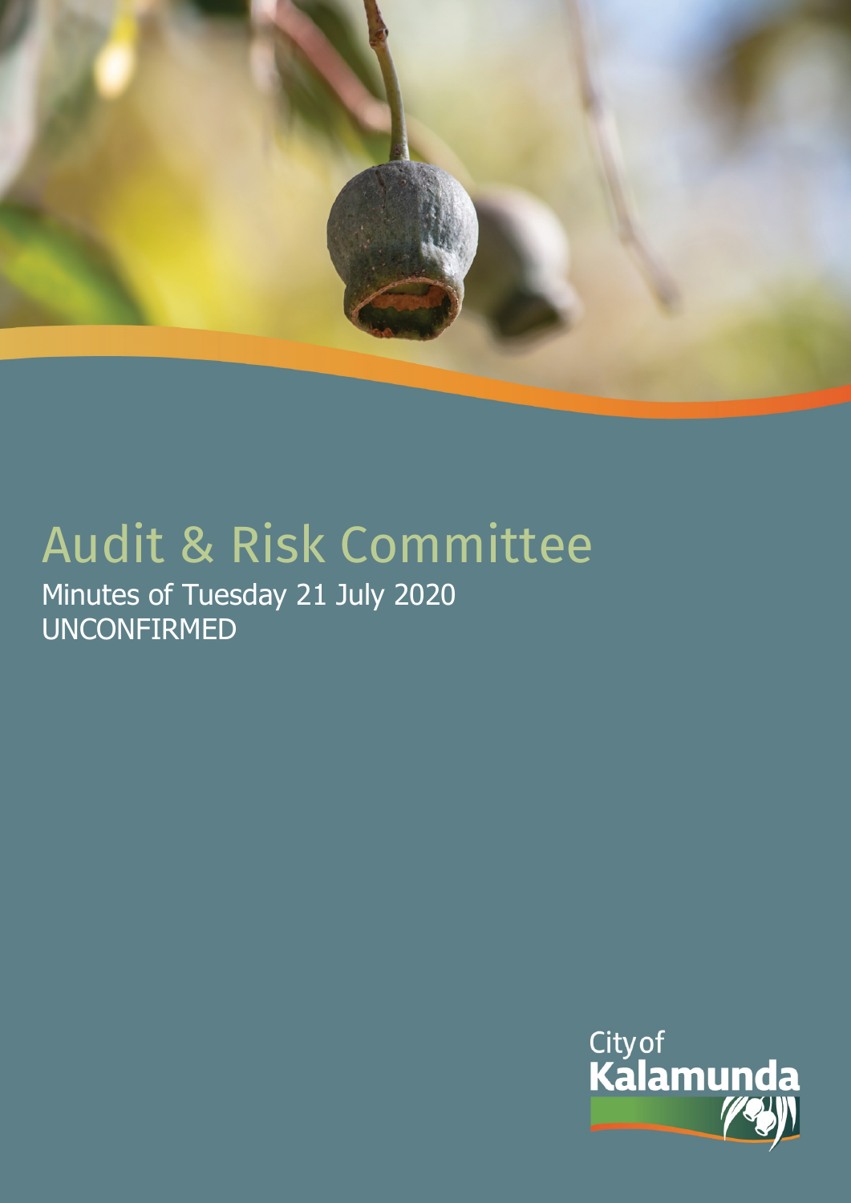# Audit & Risk Committee

Minutes of Tuesday 21 July 2020
UNCONFIRMED

City of
Kalamunda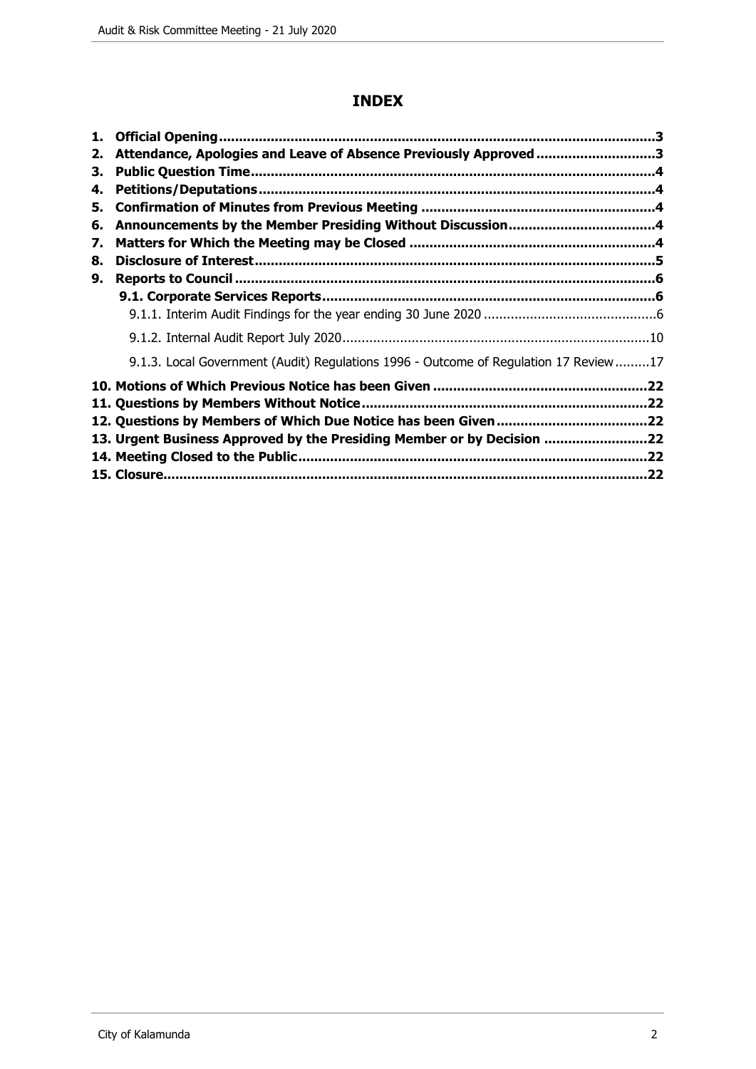# INDEX

1. **Official Opening** ....... 3
2. **Attendance, Apologies and Leave of Absence Previously Approved** ....... 3
3. **Public Question Time** ....... 4
4. **Petitions/Deputations** ....... 4
5. **Confirmation of Minutes from Previous Meeting** ....... 4
6. **Announcements by the Member Presiding Without Discussion** ....... 4
7. **Matters for Which the Meeting may be Closed** ....... 4
8. **Disclosure of Interest** ....... 5
9. **Reports to Council** ....... 6
   - **9.1. Corporate Services Reports** ....... 6
     - 9.1.1. Interim Audit Findings for the year ending 30 June 2020 ....... 6
     - 9.1.2. Internal Audit Report July 2020 ....... 10
     - 9.1.3. Local Government (Audit) Regulations 1996 - Outcome of Regulation 17 Review ....... 17
10. **Motions of Which Previous Notice has been Given** ....... 22
11. **Questions by Members Without Notice** ....... 22
12. **Questions by Members of Which Due Notice has been Given** ....... 22
13. **Urgent Business Approved by the Presiding Member or by Decision** ....... 22
14. **Meeting Closed to the Public** ....... 22
15. **Closure** ....... 22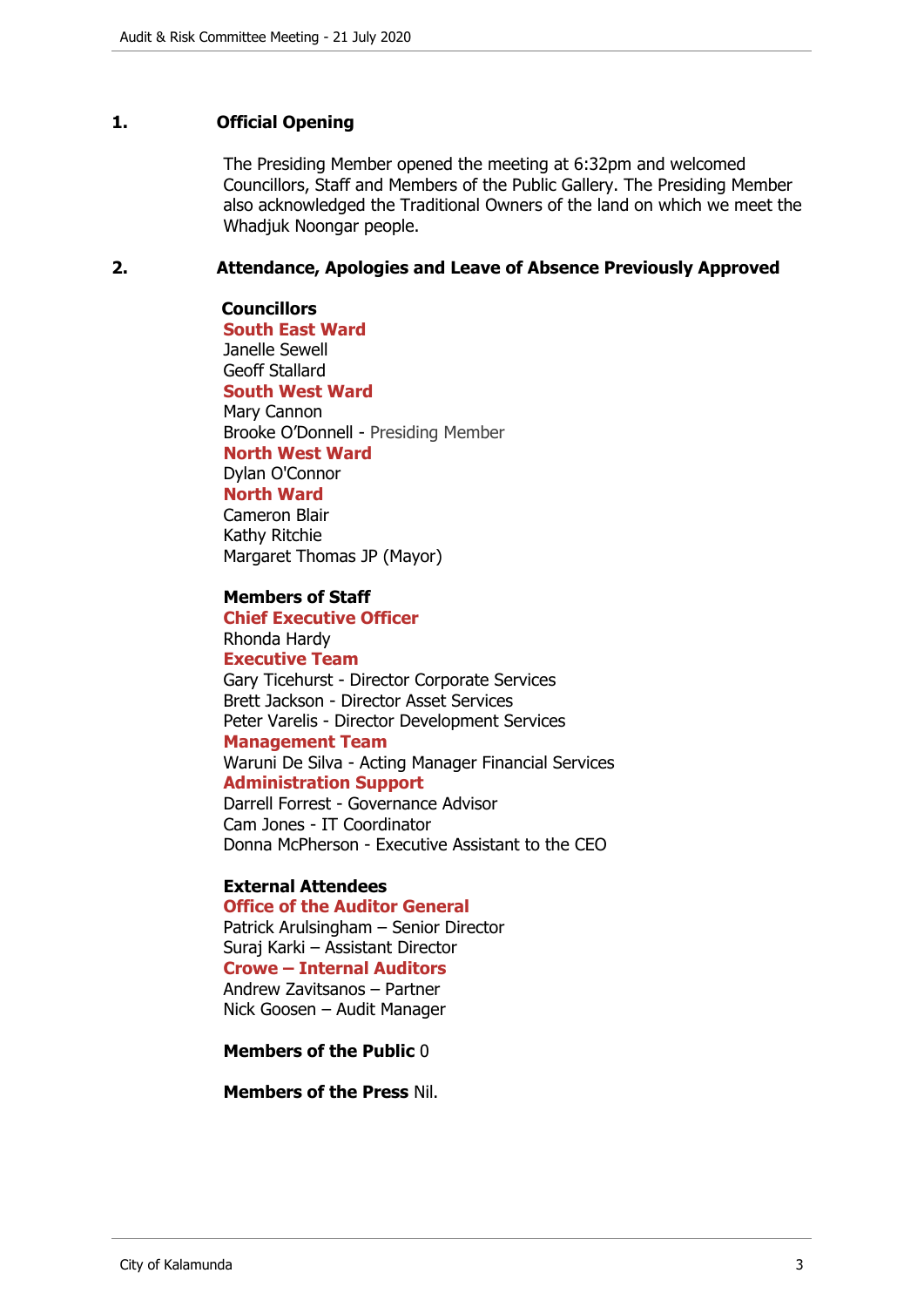## 1. Official Opening

The Presiding Member opened the meeting at 6:32pm and welcomed Councillors, Staff and Members of the Public Gallery. The Presiding Member also acknowledged the Traditional Owners of the land on which we meet the Whadjuk Noongar people.

## 2. Attendance, Apologies and Leave of Absence Previously Approved

**Councillors**

**South East Ward**
Janelle Sewell
Geoff Stallard

**South West Ward**
Mary Cannon
Brooke O'Donnell - Presiding Member

**North West Ward**
Dylan O'Connor

**North Ward**
Cameron Blair
Kathy Ritchie
Margaret Thomas JP (Mayor)

**Members of Staff**

**Chief Executive Officer**
Rhonda Hardy

**Executive Team**
Gary Ticehurst - Director Corporate Services
Brett Jackson - Director Asset Services
Peter Varelis - Director Development Services

**Management Team**
Waruni De Silva - Acting Manager Financial Services

**Administration Support**
Darrell Forrest - Governance Advisor
Cam Jones - IT Coordinator
Donna McPherson - Executive Assistant to the CEO

**External Attendees**

**Office of the Auditor General**
Patrick Arulsingham – Senior Director
Suraj Karki – Assistant Director

**Crowe – Internal Auditors**
Andrew Zavitsanos – Partner
Nick Goosen – Audit Manager

**Members of the Public** 0

**Members of the Press** Nil.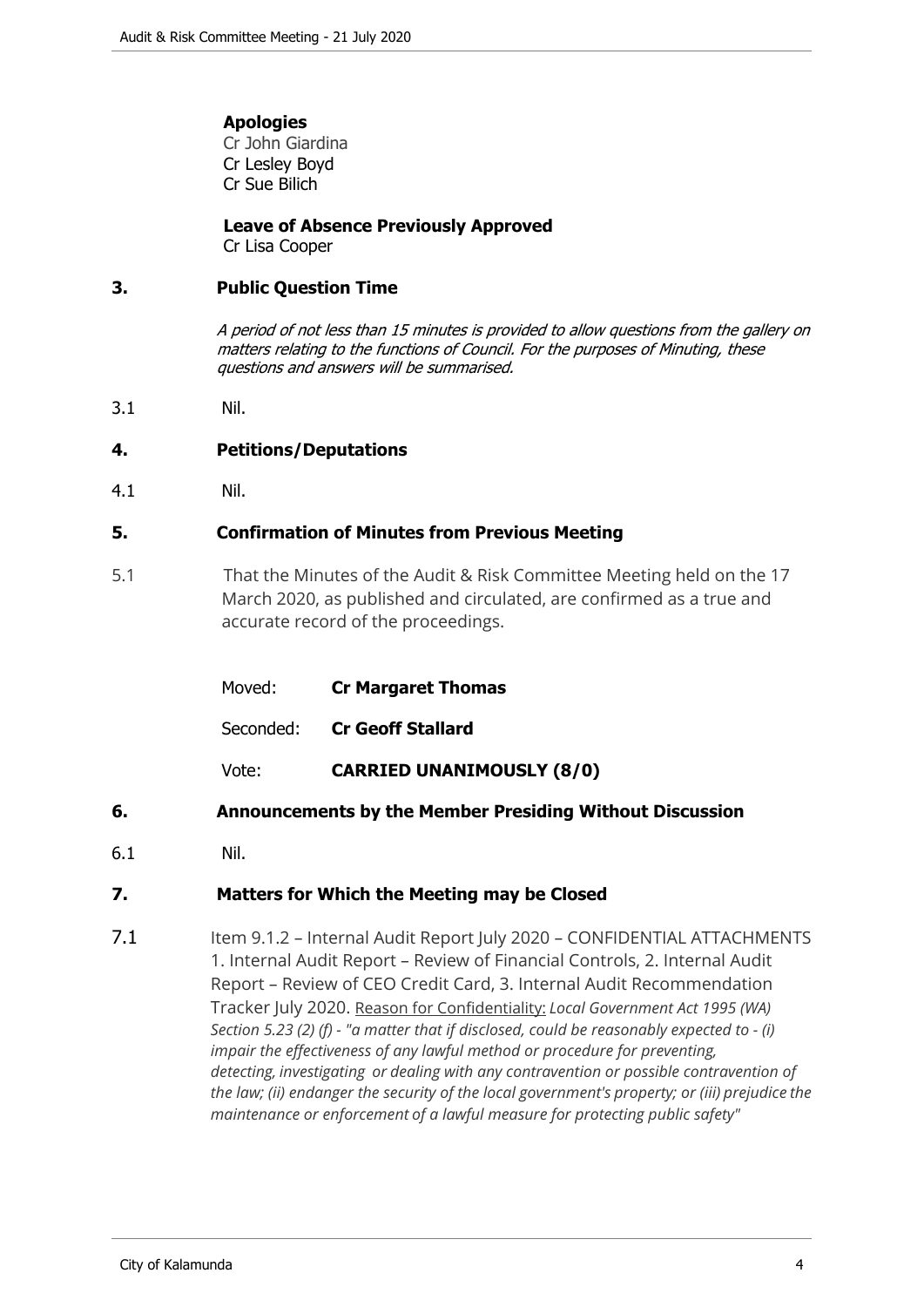**Apologies**
Cr John Giardina
Cr Lesley Boyd
Cr Sue Bilich

**Leave of Absence Previously Approved**
Cr Lisa Cooper

## 3. Public Question Time

*A period of not less than 15 minutes is provided to allow questions from the gallery on matters relating to the functions of Council. For the purposes of Minuting, these questions and answers will be summarised.*

3.1 Nil.

## 4. Petitions/Deputations

4.1 Nil.

## 5. Confirmation of Minutes from Previous Meeting

5.1 That the Minutes of the Audit & Risk Committee Meeting held on the 17 March 2020, as published and circulated, are confirmed as a true and accurate record of the proceedings.

Moved: **Cr Margaret Thomas**

Seconded: **Cr Geoff Stallard**

Vote: **CARRIED UNANIMOUSLY (8/0)**

## 6. Announcements by the Member Presiding Without Discussion

6.1 Nil.

## 7. Matters for Which the Meeting may be Closed

7.1 Item 9.1.2 – Internal Audit Report July 2020 – CONFIDENTIAL ATTACHMENTS 1. Internal Audit Report – Review of Financial Controls, 2. Internal Audit Report – Review of CEO Credit Card, 3. Internal Audit Recommendation Tracker July 2020. Reason for Confidentiality: *Local Government Act 1995 (WA) Section 5.23 (2) (f) - "a matter that if disclosed, could be reasonably expected to - (i) impair the effectiveness of any lawful method or procedure for preventing, detecting, investigating or dealing with any contravention or possible contravention of the law; (ii) endanger the security of the local government's property; or (iii) prejudice the maintenance or enforcement of a lawful measure for protecting public safety"*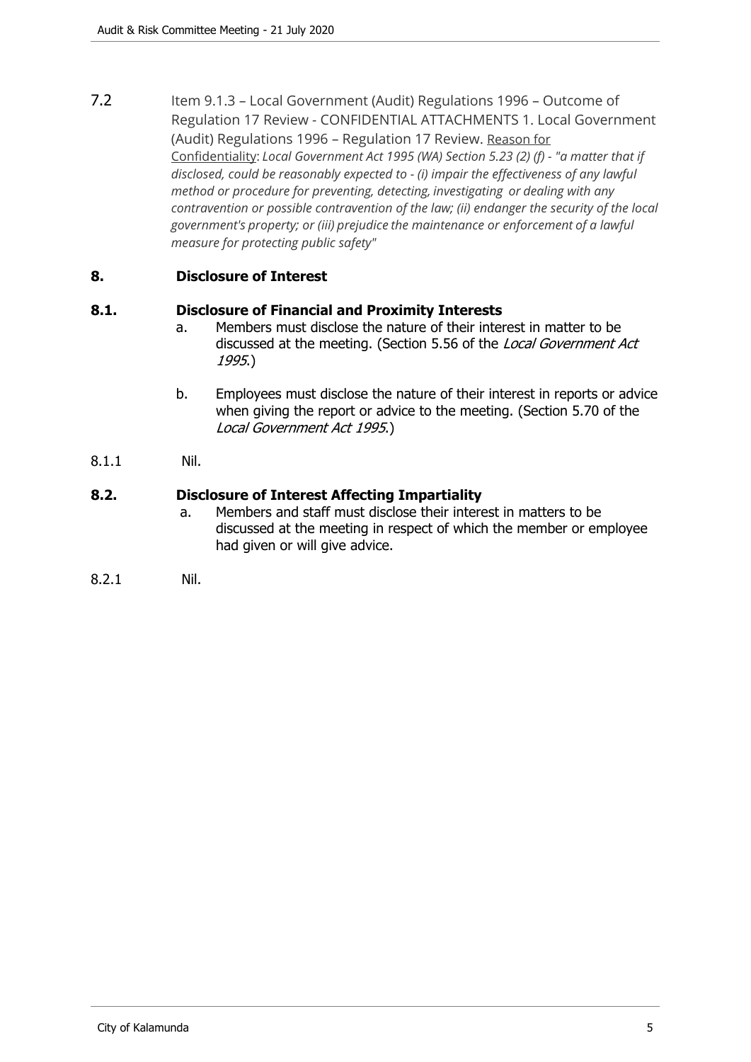7.2 Item 9.1.3 – Local Government (Audit) Regulations 1996 – Outcome of Regulation 17 Review - CONFIDENTIAL ATTACHMENTS 1. Local Government (Audit) Regulations 1996 – Regulation 17 Review. Reason for Confidentiality: *Local Government Act 1995 (WA) Section 5.23 (2) (f) - "a matter that if disclosed, could be reasonably expected to - (i) impair the effectiveness of any lawful method or procedure for preventing, detecting, investigating or dealing with any contravention or possible contravention of the law; (ii) endanger the security of the local government's property; or (iii) prejudice the maintenance or enforcement of a lawful measure for protecting public safety"*

## 8. Disclosure of Interest

### 8.1. Disclosure of Financial and Proximity Interests

a. Members must disclose the nature of their interest in matter to be discussed at the meeting. (Section 5.56 of the *Local Government Act 1995*.)

b. Employees must disclose the nature of their interest in reports or advice when giving the report or advice to the meeting. (Section 5.70 of the *Local Government Act 1995*.)

8.1.1 Nil.

### 8.2. Disclosure of Interest Affecting Impartiality

a. Members and staff must disclose their interest in matters to be discussed at the meeting in respect of which the member or employee had given or will give advice.

8.2.1 Nil.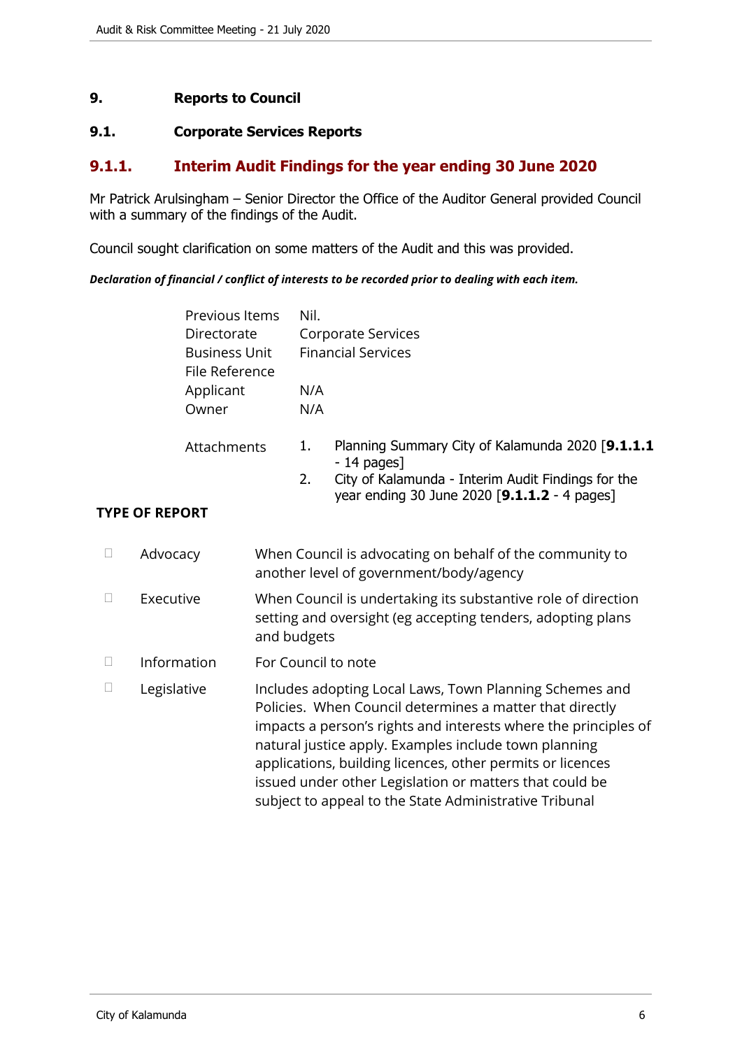# 9. Reports to Council

## 9.1. Corporate Services Reports

### 9.1.1. Interim Audit Findings for the year ending 30 June 2020

Mr Patrick Arulsingham – Senior Director the Office of the Auditor General provided Council with a summary of the findings of the Audit.

Council sought clarification on some matters of the Audit and this was provided.

***Declaration of financial / conflict of interests to be recorded prior to dealing with each item.***

| | |
|---|---|
| Previous Items | Nil. |
| Directorate | Corporate Services |
| Business Unit | Financial Services |
| File Reference | |
| Applicant | N/A |
| Owner | N/A |
| Attachments | 1. Planning Summary City of Kalamunda 2020 [**9.1.1.1** - 14 pages]<br>2. City of Kalamunda - Interim Audit Findings for the year ending 30 June 2020 [**9.1.1.2** - 4 pages] |

**TYPE OF REPORT**

| | | |
|---|---|---|
| ☐ | Advocacy | When Council is advocating on behalf of the community to another level of government/body/agency |
| ☐ | Executive | When Council is undertaking its substantive role of direction setting and oversight (eg accepting tenders, adopting plans and budgets |
| ☐ | Information | For Council to note |
| ☐ | Legislative | Includes adopting Local Laws, Town Planning Schemes and Policies. When Council determines a matter that directly impacts a person's rights and interests where the principles of natural justice apply. Examples include town planning applications, building licences, other permits or licences issued under other Legislation or matters that could be subject to appeal to the State Administrative Tribunal |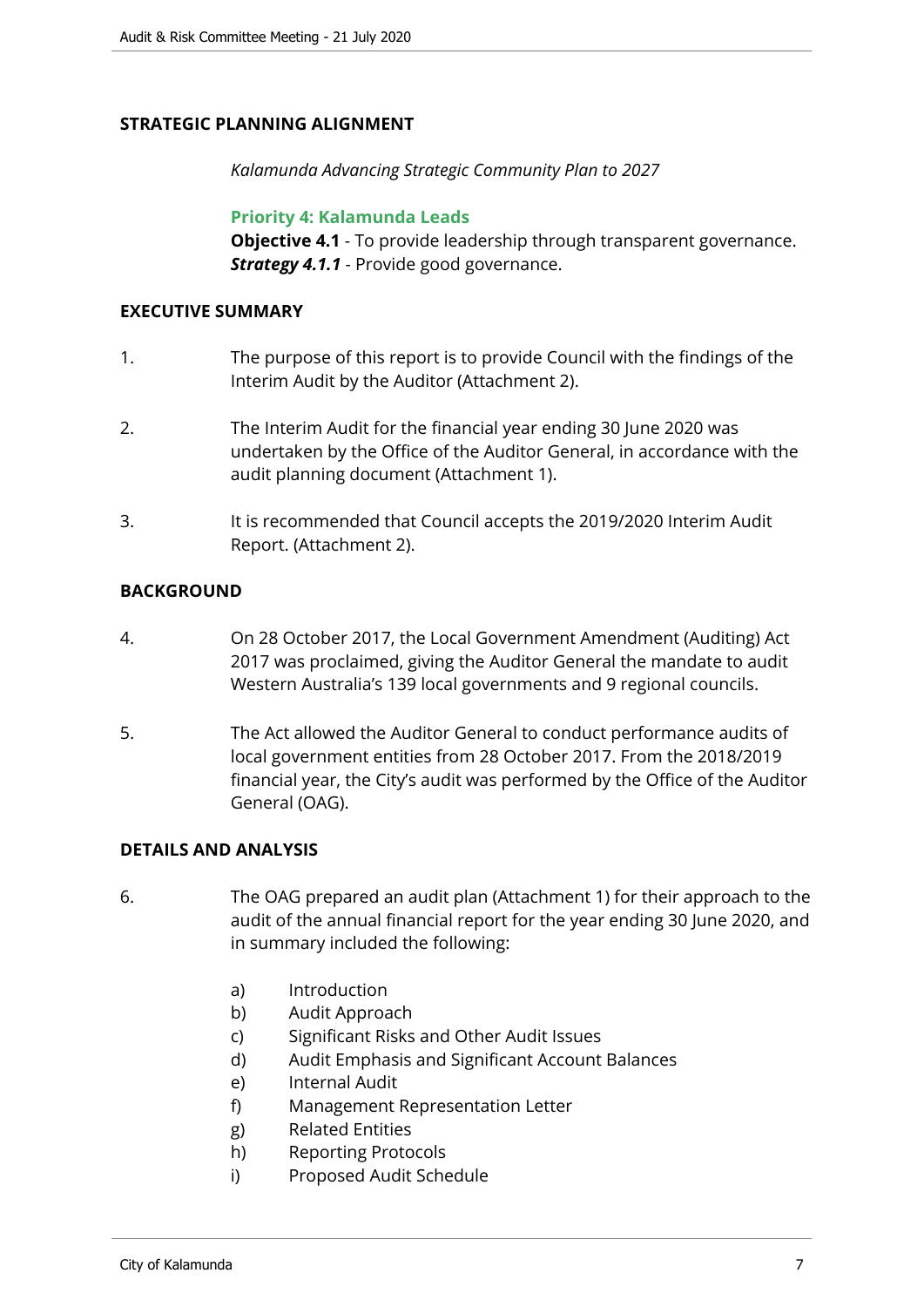## STRATEGIC PLANNING ALIGNMENT

*Kalamunda Advancing Strategic Community Plan to 2027*

**Priority 4: Kalamunda Leads**
**Objective 4.1** - To provide leadership through transparent governance.
***Strategy 4.1.1*** - Provide good governance.

## EXECUTIVE SUMMARY

1. The purpose of this report is to provide Council with the findings of the Interim Audit by the Auditor (Attachment 2).

2. The Interim Audit for the financial year ending 30 June 2020 was undertaken by the Office of the Auditor General, in accordance with the audit planning document (Attachment 1).

3. It is recommended that Council accepts the 2019/2020 Interim Audit Report. (Attachment 2).

## BACKGROUND

4. On 28 October 2017, the Local Government Amendment (Auditing) Act 2017 was proclaimed, giving the Auditor General the mandate to audit Western Australia's 139 local governments and 9 regional councils.

5. The Act allowed the Auditor General to conduct performance audits of local government entities from 28 October 2017. From the 2018/2019 financial year, the City's audit was performed by the Office of the Auditor General (OAG).

## DETAILS AND ANALYSIS

6. The OAG prepared an audit plan (Attachment 1) for their approach to the audit of the annual financial report for the year ending 30 June 2020, and in summary included the following:

   a) Introduction
   b) Audit Approach
   c) Significant Risks and Other Audit Issues
   d) Audit Emphasis and Significant Account Balances
   e) Internal Audit
   f) Management Representation Letter
   g) Related Entities
   h) Reporting Protocols
   i) Proposed Audit Schedule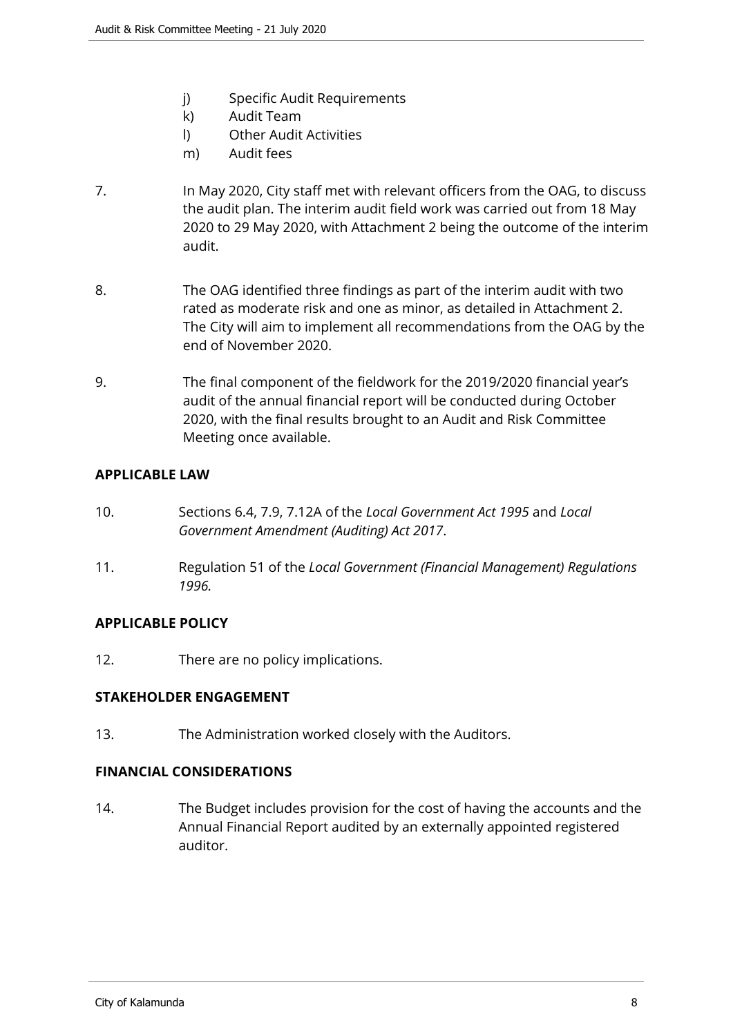j) Specific Audit Requirements
k) Audit Team
l) Other Audit Activities
m) Audit fees

7. In May 2020, City staff met with relevant officers from the OAG, to discuss the audit plan. The interim audit field work was carried out from 18 May 2020 to 29 May 2020, with Attachment 2 being the outcome of the interim audit.

8. The OAG identified three findings as part of the interim audit with two rated as moderate risk and one as minor, as detailed in Attachment 2. The City will aim to implement all recommendations from the OAG by the end of November 2020.

9. The final component of the fieldwork for the 2019/2020 financial year's audit of the annual financial report will be conducted during October 2020, with the final results brought to an Audit and Risk Committee Meeting once available.

**APPLICABLE LAW**

10. Sections 6.4, 7.9, 7.12A of the *Local Government Act 1995* and *Local Government Amendment (Auditing) Act 2017*.

11. Regulation 51 of the *Local Government (Financial Management) Regulations 1996.*

**APPLICABLE POLICY**

12. There are no policy implications.

**STAKEHOLDER ENGAGEMENT**

13. The Administration worked closely with the Auditors.

**FINANCIAL CONSIDERATIONS**

14. The Budget includes provision for the cost of having the accounts and the Annual Financial Report audited by an externally appointed registered auditor.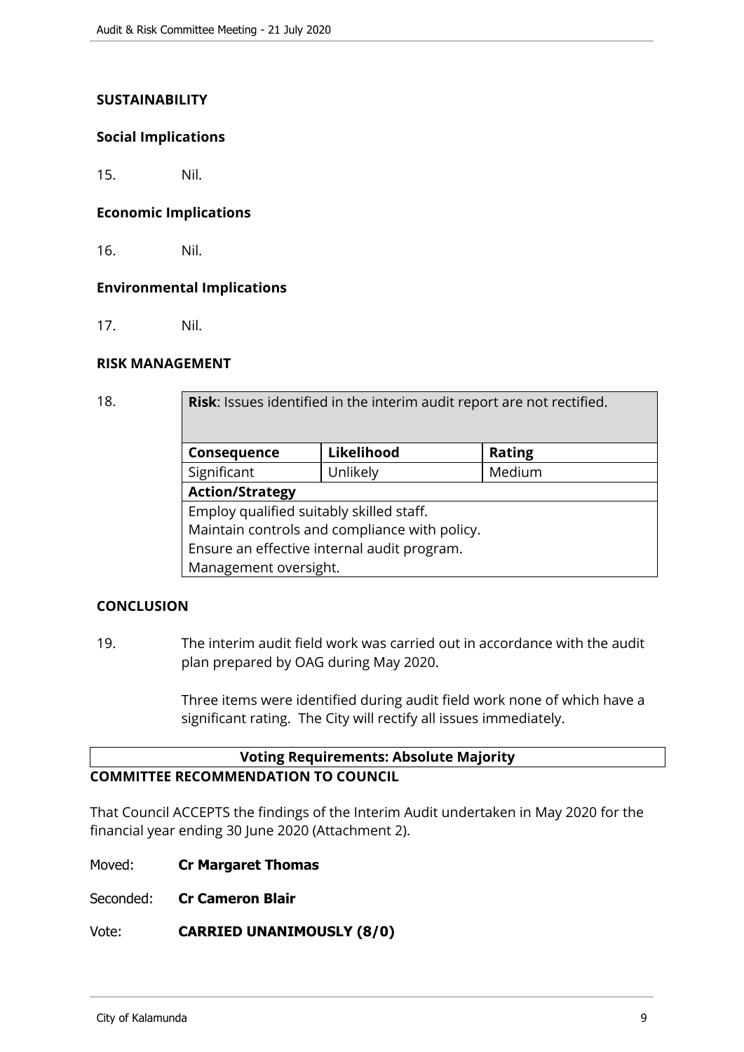**SUSTAINABILITY**

**Social Implications**

15. Nil.

**Economic Implications**

16. Nil.

**Environmental Implications**

17. Nil.

**RISK MANAGEMENT**

18.

| **Risk**: Issues identified in the interim audit report are not rectified. | | |
|---|---|---|
| **Consequence** | **Likelihood** | **Rating** |
| Significant | Unlikely | Medium |
| **Action/Strategy** | | |
| Employ qualified suitably skilled staff.<br>Maintain controls and compliance with policy.<br>Ensure an effective internal audit program.<br>Management oversight. | | |

**CONCLUSION**

19. The interim audit field work was carried out in accordance with the audit plan prepared by OAG during May 2020.

    Three items were identified during audit field work none of which have a significant rating. The City will rectify all issues immediately.

**Voting Requirements: Absolute Majority**

**COMMITTEE RECOMMENDATION TO COUNCIL**

That Council ACCEPTS the findings of the Interim Audit undertaken in May 2020 for the financial year ending 30 June 2020 (Attachment 2).

Moved: **Cr Margaret Thomas**

Seconded: **Cr Cameron Blair**

Vote: **CARRIED UNANIMOUSLY (8/0)**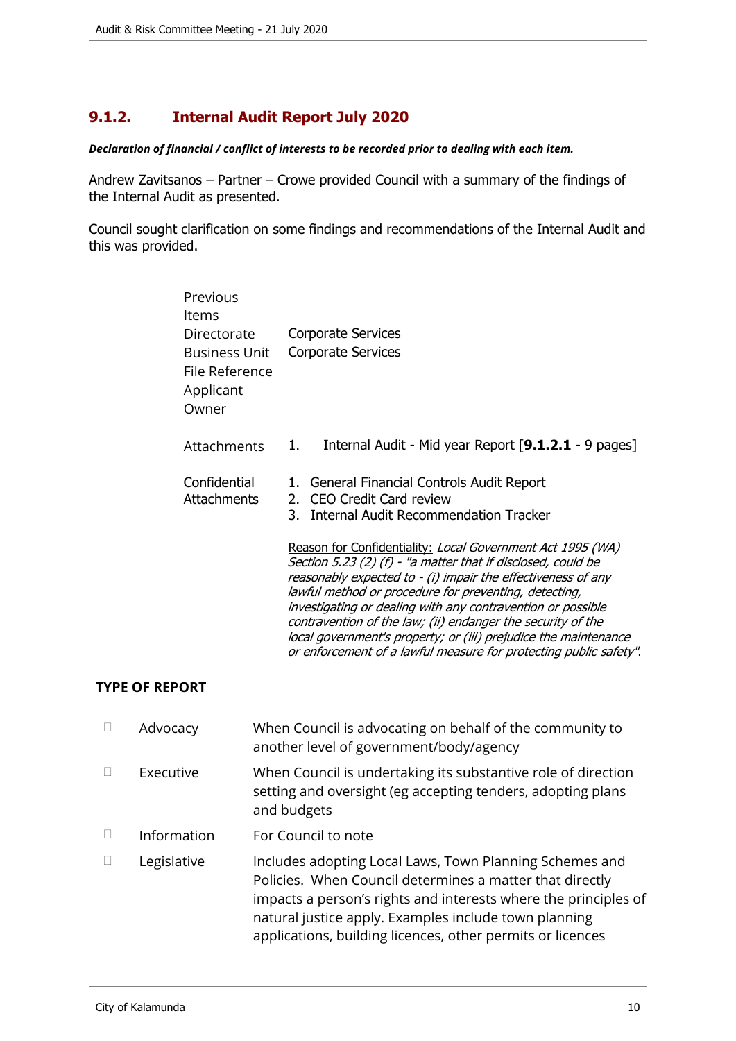## 9.1.2. Internal Audit Report July 2020

***Declaration of financial / conflict of interests to be recorded prior to dealing with each item.***

Andrew Zavitsanos – Partner – Crowe provided Council with a summary of the findings of the Internal Audit as presented.

Council sought clarification on some findings and recommendations of the Internal Audit and this was provided.

| | |
|---|---|
| Previous Items | |
| Directorate | Corporate Services |
| Business Unit | Corporate Services |
| File Reference | |
| Applicant | |
| Owner | |
| Attachments | 1. Internal Audit - Mid year Report [**9.1.2.1** - 9 pages] |
| Confidential Attachments | 1. General Financial Controls Audit Report<br>2. CEO Credit Card review<br>3. Internal Audit Recommendation Tracker |

Reason for Confidentiality: *Local Government Act 1995 (WA) Section 5.23 (2) (f) - "a matter that if disclosed, could be reasonably expected to - (i) impair the effectiveness of any lawful method or procedure for preventing, detecting, investigating or dealing with any contravention or possible contravention of the law; (ii) endanger the security of the local government's property; or (iii) prejudice the maintenance or enforcement of a lawful measure for protecting public safety".*

### TYPE OF REPORT

| | | |
|---|---|---|
| ☐ | Advocacy | When Council is advocating on behalf of the community to another level of government/body/agency |
| ☐ | Executive | When Council is undertaking its substantive role of direction setting and oversight (eg accepting tenders, adopting plans and budgets |
| ☐ | Information | For Council to note |
| ☐ | Legislative | Includes adopting Local Laws, Town Planning Schemes and Policies. When Council determines a matter that directly impacts a person's rights and interests where the principles of natural justice apply. Examples include town planning applications, building licences, other permits or licences |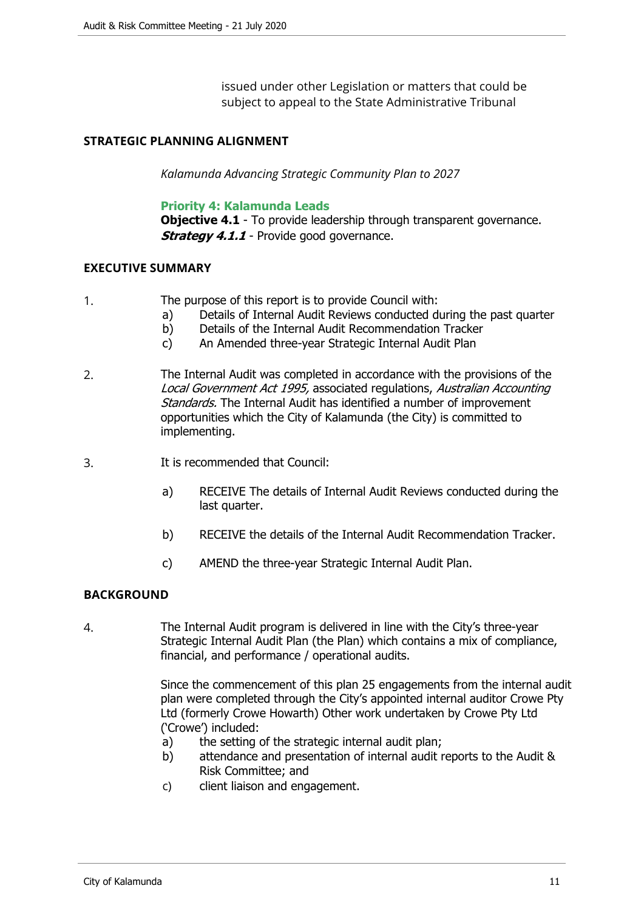issued under other Legislation or matters that could be subject to appeal to the State Administrative Tribunal

## STRATEGIC PLANNING ALIGNMENT

*Kalamunda Advancing Strategic Community Plan to 2027*

**Priority 4: Kalamunda Leads**
**Objective 4.1** - To provide leadership through transparent governance.
***Strategy 4.1.1*** - Provide good governance.

## EXECUTIVE SUMMARY

1. The purpose of this report is to provide Council with:
   a) Details of Internal Audit Reviews conducted during the past quarter
   b) Details of the Internal Audit Recommendation Tracker
   c) An Amended three-year Strategic Internal Audit Plan

2. The Internal Audit was completed in accordance with the provisions of the *Local Government Act 1995,* associated regulations, *Australian Accounting Standards.* The Internal Audit has identified a number of improvement opportunities which the City of Kalamunda (the City) is committed to implementing.

3. It is recommended that Council:

   a) RECEIVE The details of Internal Audit Reviews conducted during the last quarter.

   b) RECEIVE the details of the Internal Audit Recommendation Tracker.

   c) AMEND the three-year Strategic Internal Audit Plan.

## BACKGROUND

4. The Internal Audit program is delivered in line with the City's three-year Strategic Internal Audit Plan (the Plan) which contains a mix of compliance, financial, and performance / operational audits.

   Since the commencement of this plan 25 engagements from the internal audit plan were completed through the City's appointed internal auditor Crowe Pty Ltd (formerly Crowe Howarth) Other work undertaken by Crowe Pty Ltd ('Crowe') included:
   a) the setting of the strategic internal audit plan;
   b) attendance and presentation of internal audit reports to the Audit & Risk Committee; and
   c) client liaison and engagement.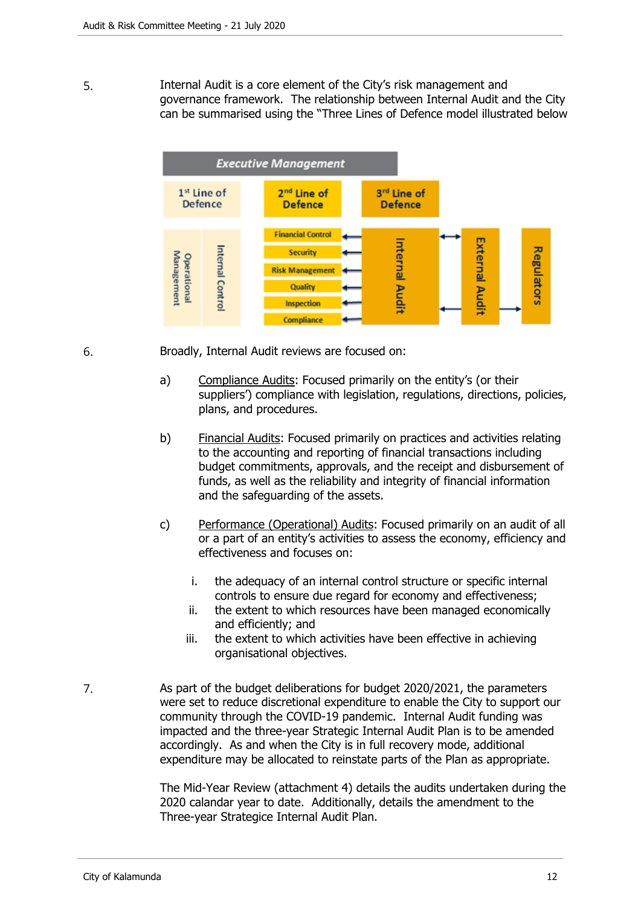5. Internal Audit is a core element of the City's risk management and governance framework. The relationship between Internal Audit and the City can be summarised using the "Three Lines of Defence model illustrated below

**Executive Management**

| 1[st] Line of Defence | 2[nd] Line of Defence | 3[rd] Line of Defence | | |
|---|---|---|---|---|
| Operational Management | Financial Control | Internal Audit | External Audit | Regulators |
| Internal Control | Security | | | |
| | Risk Management | | | |
| | Quality | | | |
| | Inspection | | | |
| | Compliance | | | |

6. Broadly, Internal Audit reviews are focused on:

   a) Compliance Audits: Focused primarily on the entity's (or their suppliers') compliance with legislation, regulations, directions, policies, plans, and procedures.

   b) Financial Audits: Focused primarily on practices and activities relating to the accounting and reporting of financial transactions including budget commitments, approvals, and the receipt and disbursement of funds, as well as the reliability and integrity of financial information and the safeguarding of the assets.

   c) Performance (Operational) Audits: Focused primarily on an audit of all or a part of an entity's activities to assess the economy, efficiency and effectiveness and focuses on:

      i. the adequacy of an internal control structure or specific internal controls to ensure due regard for economy and effectiveness;
      ii. the extent to which resources have been managed economically and efficiently; and
      iii. the extent to which activities have been effective in achieving organisational objectives.

7. As part of the budget deliberations for budget 2020/2021, the parameters were set to reduce discretional expenditure to enable the City to support our community through the COVID-19 pandemic. Internal Audit funding was impacted and the three-year Strategic Internal Audit Plan is to be amended accordingly. As and when the City is in full recovery mode, additional expenditure may be allocated to reinstate parts of the Plan as appropriate.

   The Mid-Year Review (attachment 4) details the audits undertaken during the 2020 calandar year to date. Additionally, details the amendment to the Three-year Strategice Internal Audit Plan.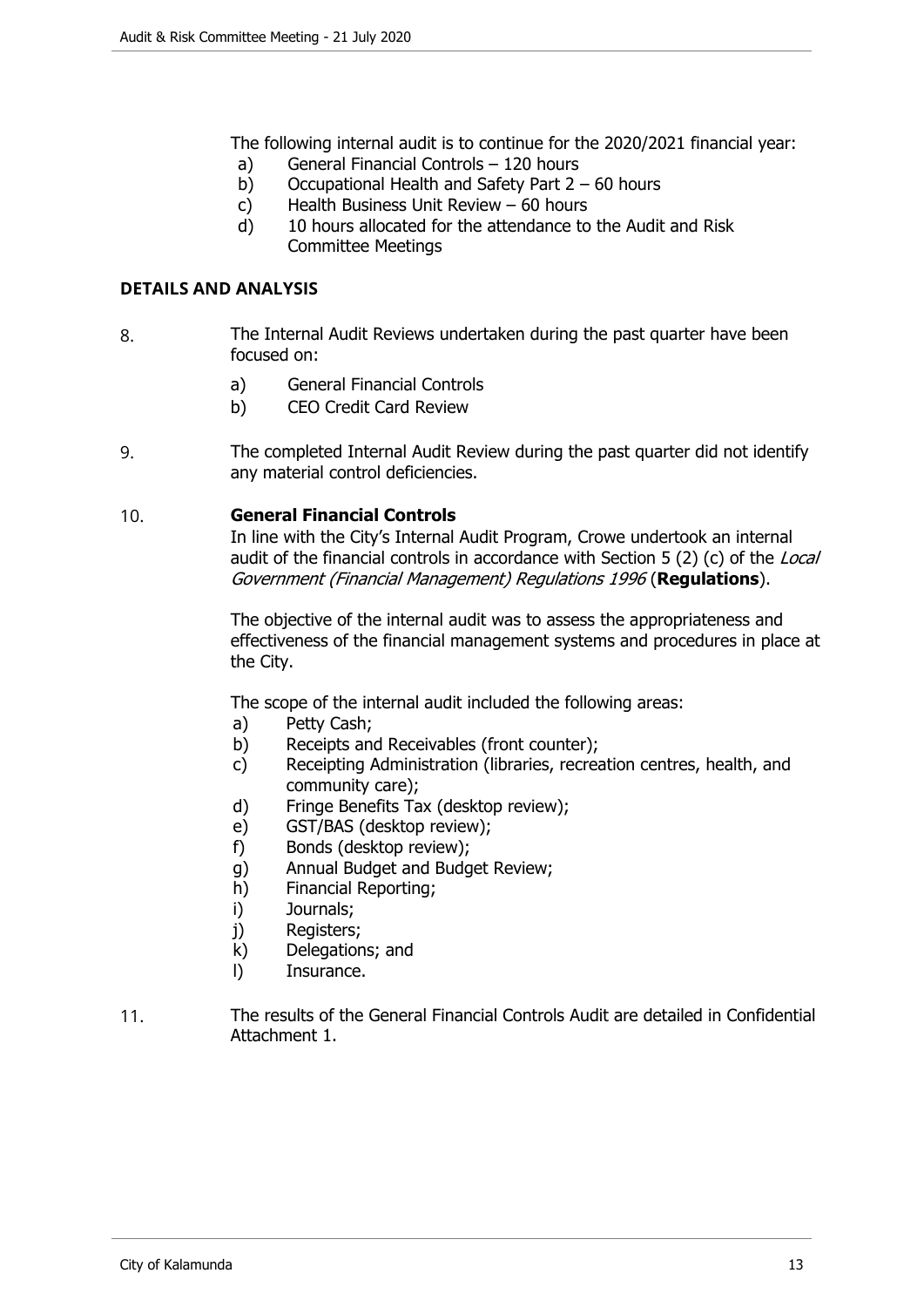The following internal audit is to continue for the 2020/2021 financial year:

a) General Financial Controls – 120 hours
b) Occupational Health and Safety Part 2 – 60 hours
c) Health Business Unit Review – 60 hours
d) 10 hours allocated for the attendance to the Audit and Risk Committee Meetings

## DETAILS AND ANALYSIS

8. The Internal Audit Reviews undertaken during the past quarter have been focused on:

   a) General Financial Controls
   b) CEO Credit Card Review

9. The completed Internal Audit Review during the past quarter did not identify any material control deficiencies.

10. **General Financial Controls**

    In line with the City's Internal Audit Program, Crowe undertook an internal audit of the financial controls in accordance with Section 5 (2) (c) of the *Local Government (Financial Management) Regulations 1996* (**Regulations**).

    The objective of the internal audit was to assess the appropriateness and effectiveness of the financial management systems and procedures in place at the City.

    The scope of the internal audit included the following areas:

    a) Petty Cash;
    b) Receipts and Receivables (front counter);
    c) Receipting Administration (libraries, recreation centres, health, and community care);
    d) Fringe Benefits Tax (desktop review);
    e) GST/BAS (desktop review);
    f) Bonds (desktop review);
    g) Annual Budget and Budget Review;
    h) Financial Reporting;
    i) Journals;
    j) Registers;
    k) Delegations; and
    l) Insurance.

11. The results of the General Financial Controls Audit are detailed in Confidential Attachment 1.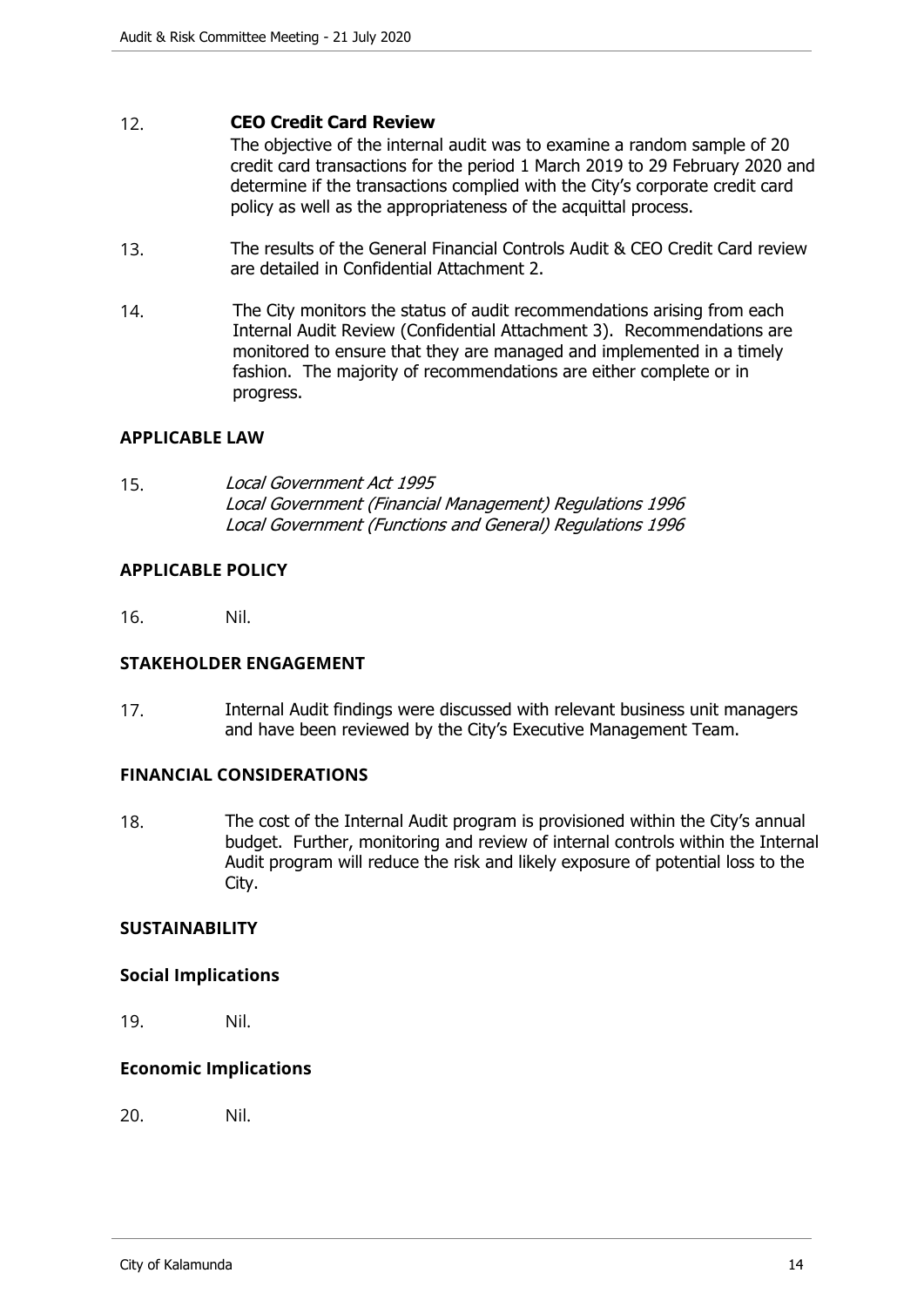12. **CEO Credit Card Review**

    The objective of the internal audit was to examine a random sample of 20 credit card transactions for the period 1 March 2019 to 29 February 2020 and determine if the transactions complied with the City's corporate credit card policy as well as the appropriateness of the acquittal process.

13. The results of the General Financial Controls Audit & CEO Credit Card review are detailed in Confidential Attachment 2.

14. The City monitors the status of audit recommendations arising from each Internal Audit Review (Confidential Attachment 3). Recommendations are monitored to ensure that they are managed and implemented in a timely fashion. The majority of recommendations are either complete or in progress.

## APPLICABLE LAW

15. *Local Government Act 1995*
    *Local Government (Financial Management) Regulations 1996*
    *Local Government (Functions and General) Regulations 1996*

## APPLICABLE POLICY

16. Nil.

## STAKEHOLDER ENGAGEMENT

17. Internal Audit findings were discussed with relevant business unit managers and have been reviewed by the City's Executive Management Team.

## FINANCIAL CONSIDERATIONS

18. The cost of the Internal Audit program is provisioned within the City's annual budget. Further, monitoring and review of internal controls within the Internal Audit program will reduce the risk and likely exposure of potential loss to the City.

## SUSTAINABILITY

### Social Implications

19. Nil.

### Economic Implications

20. Nil.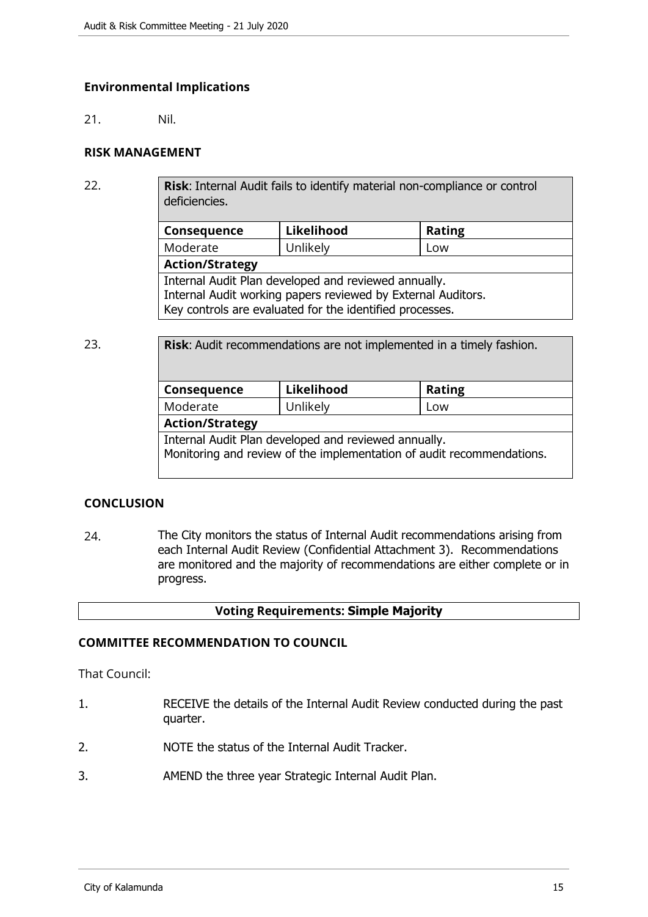### Environmental Implications

21. Nil.

### RISK MANAGEMENT

22.

| **Risk**: Internal Audit fails to identify material non-compliance or control deficiencies. | | |
|---|---|---|
| **Consequence** | **Likelihood** | **Rating** |
| Moderate | Unlikely | Low |
| **Action/Strategy** | | |
| Internal Audit Plan developed and reviewed annually.<br>Internal Audit working papers reviewed by External Auditors.<br>Key controls are evaluated for the identified processes. | | |

23.

| **Risk**: Audit recommendations are not implemented in a timely fashion. | | |
|---|---|---|
| **Consequence** | **Likelihood** | **Rating** |
| Moderate | Unlikely | Low |
| **Action/Strategy** | | |
| Internal Audit Plan developed and reviewed annually.<br>Monitoring and review of the implementation of audit recommendations. | | |

### CONCLUSION

24. The City monitors the status of Internal Audit recommendations arising from each Internal Audit Review (Confidential Attachment 3). Recommendations are monitored and the majority of recommendations are either complete or in progress.

**Voting Requirements: Simple Majority**

### COMMITTEE RECOMMENDATION TO COUNCIL

That Council:

1. RECEIVE the details of the Internal Audit Review conducted during the past quarter.
2. NOTE the status of the Internal Audit Tracker.
3. AMEND the three year Strategic Internal Audit Plan.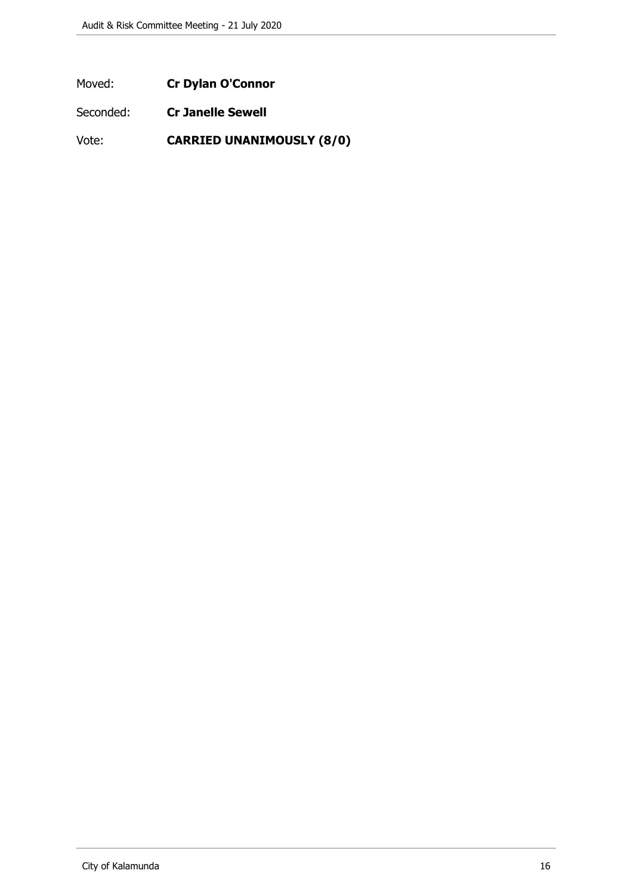Moved: **Cr Dylan O'Connor**

Seconded: **Cr Janelle Sewell**

Vote: **CARRIED UNANIMOUSLY (8/0)**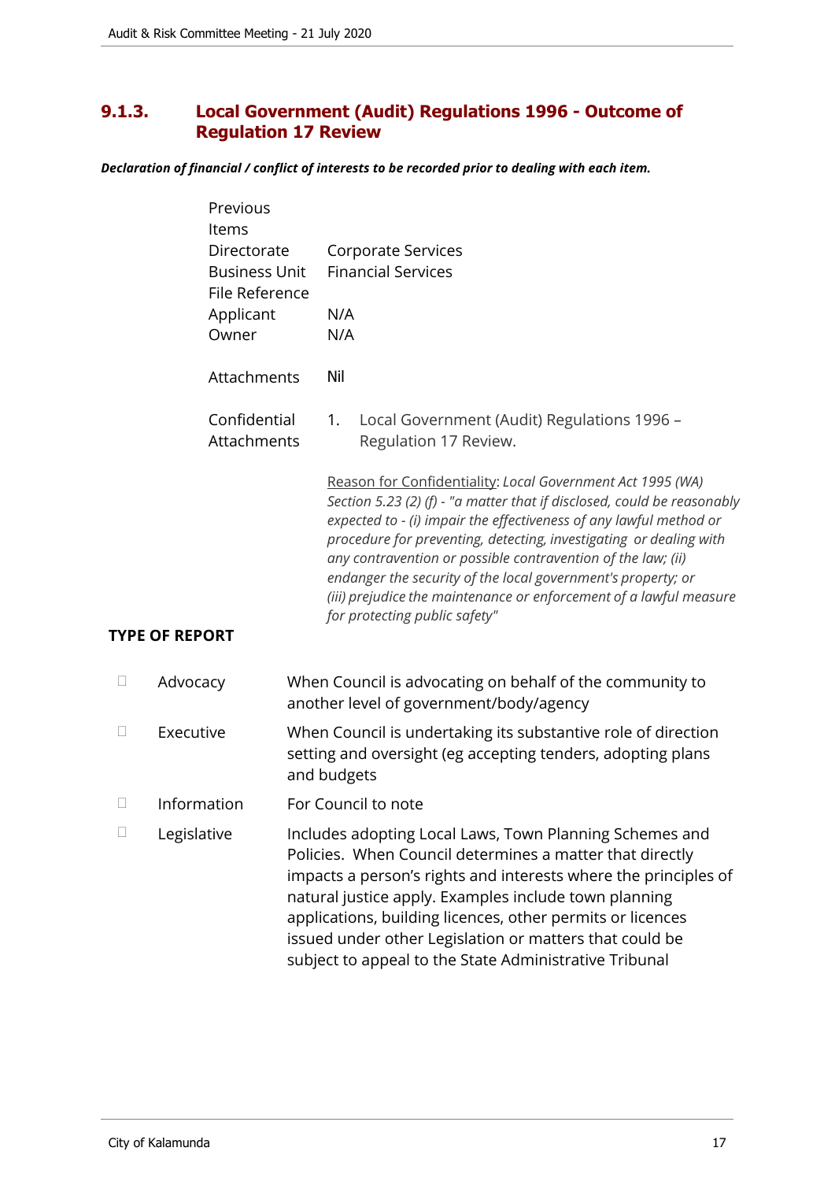## 9.1.3. Local Government (Audit) Regulations 1996 - Outcome of Regulation 17 Review

***Declaration of financial / conflict of interests to be recorded prior to dealing with each item.***

| | |
|---|---|
| Previous Items | |
| Directorate | Corporate Services |
| Business Unit | Financial Services |
| File Reference | |
| Applicant | N/A |
| Owner | N/A |
| Attachments | Nil |
| Confidential Attachments | 1. Local Government (Audit) Regulations 1996 – Regulation 17 Review. |

Reason for Confidentiality: *Local Government Act 1995 (WA) Section 5.23 (2) (f) - "a matter that if disclosed, could be reasonably expected to - (i) impair the effectiveness of any lawful method or procedure for preventing, detecting, investigating or dealing with any contravention or possible contravention of the law; (ii) endanger the security of the local government's property; or (iii) prejudice the maintenance or enforcement of a lawful measure for protecting public safety"*

**TYPE OF REPORT**

| | | |
|---|---|---|
| ☐ | Advocacy | When Council is advocating on behalf of the community to another level of government/body/agency |
| ☐ | Executive | When Council is undertaking its substantive role of direction setting and oversight (eg accepting tenders, adopting plans and budgets |
| ☐ | Information | For Council to note |
| ☐ | Legislative | Includes adopting Local Laws, Town Planning Schemes and Policies. When Council determines a matter that directly impacts a person's rights and interests where the principles of natural justice apply. Examples include town planning applications, building licences, other permits or licences issued under other Legislation or matters that could be subject to appeal to the State Administrative Tribunal |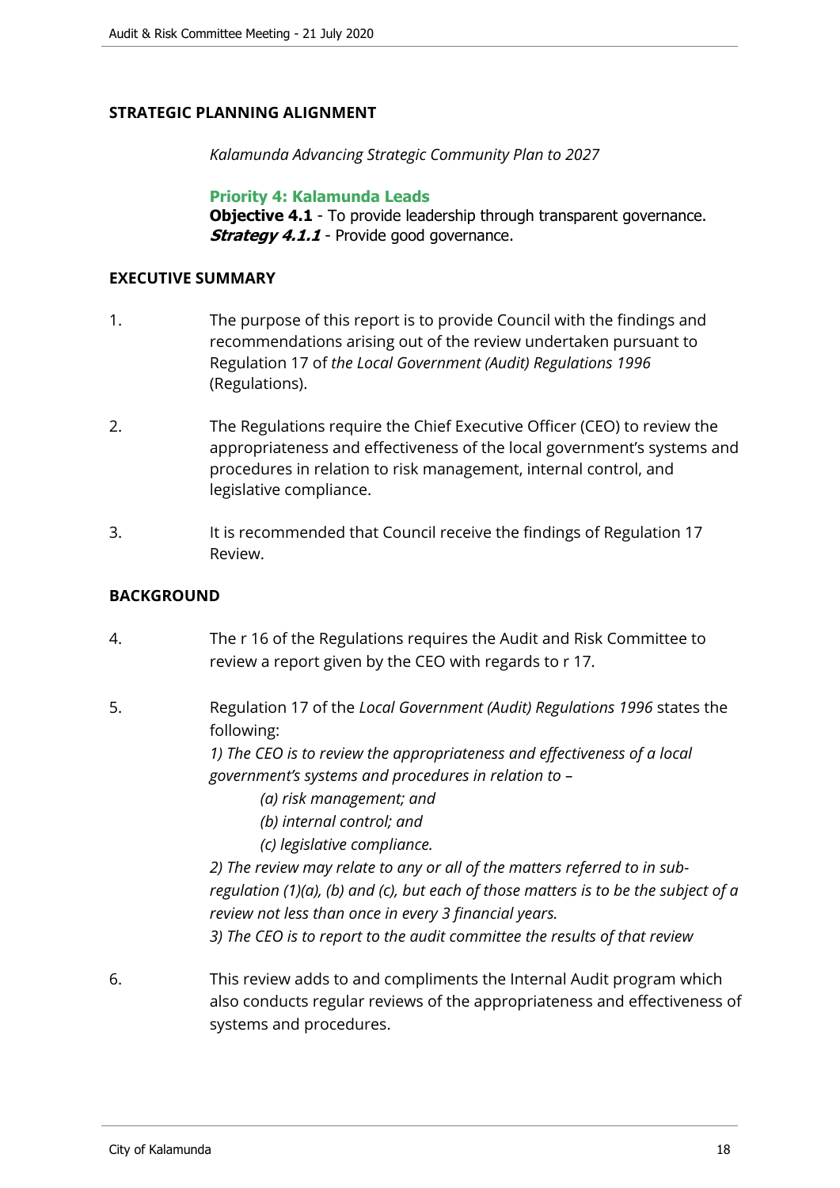## STRATEGIC PLANNING ALIGNMENT

*Kalamunda Advancing Strategic Community Plan to 2027*

**Priority 4: Kalamunda Leads**
**Objective 4.1** - To provide leadership through transparent governance.
***Strategy 4.1.1*** - Provide good governance.

## EXECUTIVE SUMMARY

1. The purpose of this report is to provide Council with the findings and recommendations arising out of the review undertaken pursuant to Regulation 17 of *the Local Government (Audit) Regulations 1996* (Regulations).

2. The Regulations require the Chief Executive Officer (CEO) to review the appropriateness and effectiveness of the local government's systems and procedures in relation to risk management, internal control, and legislative compliance.

3. It is recommended that Council receive the findings of Regulation 17 Review.

## BACKGROUND

4. The r 16 of the Regulations requires the Audit and Risk Committee to review a report given by the CEO with regards to r 17.

5. Regulation 17 of the *Local Government (Audit) Regulations 1996* states the following:
   *1) The CEO is to review the appropriateness and effectiveness of a local government's systems and procedures in relation to –*
   - *(a) risk management; and*
   - *(b) internal control; and*
   - *(c) legislative compliance.*

   *2) The review may relate to any or all of the matters referred to in sub-regulation (1)(a), (b) and (c), but each of those matters is to be the subject of a review not less than once in every 3 financial years.*
   *3) The CEO is to report to the audit committee the results of that review*

6. This review adds to and compliments the Internal Audit program which also conducts regular reviews of the appropriateness and effectiveness of systems and procedures.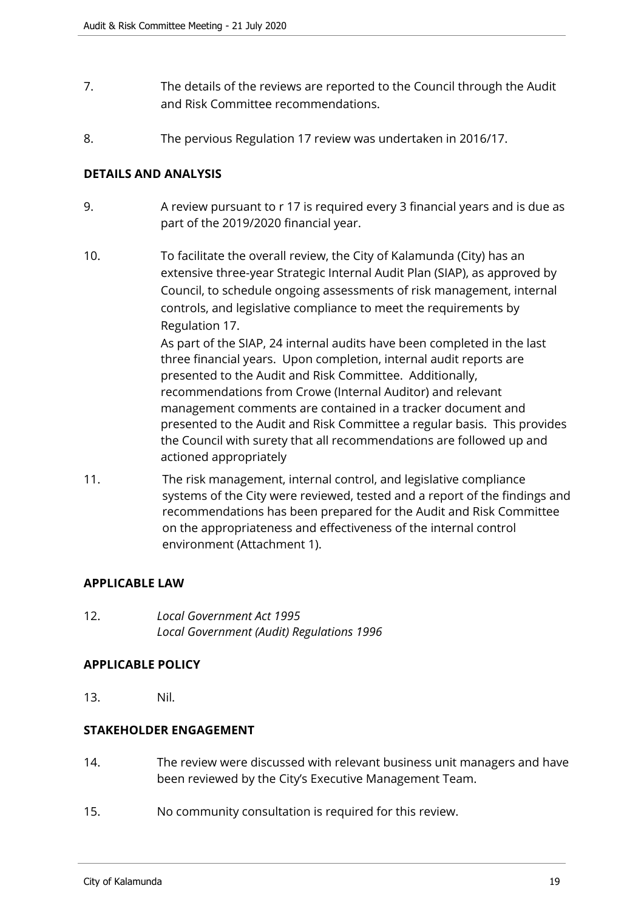7. The details of the reviews are reported to the Council through the Audit and Risk Committee recommendations.

8. The pervious Regulation 17 review was undertaken in 2016/17.

## DETAILS AND ANALYSIS

9. A review pursuant to r 17 is required every 3 financial years and is due as part of the 2019/2020 financial year.

10. To facilitate the overall review, the City of Kalamunda (City) has an extensive three-year Strategic Internal Audit Plan (SIAP), as approved by Council, to schedule ongoing assessments of risk management, internal controls, and legislative compliance to meet the requirements by Regulation 17.
    As part of the SIAP, 24 internal audits have been completed in the last three financial years. Upon completion, internal audit reports are presented to the Audit and Risk Committee. Additionally, recommendations from Crowe (Internal Auditor) and relevant management comments are contained in a tracker document and presented to the Audit and Risk Committee a regular basis. This provides the Council with surety that all recommendations are followed up and actioned appropriately

11. The risk management, internal control, and legislative compliance systems of the City were reviewed, tested and a report of the findings and recommendations has been prepared for the Audit and Risk Committee on the appropriateness and effectiveness of the internal control environment (Attachment 1).

## APPLICABLE LAW

12. *Local Government Act 1995*
    *Local Government (Audit) Regulations 1996*

## APPLICABLE POLICY

13. Nil.

## STAKEHOLDER ENGAGEMENT

14. The review were discussed with relevant business unit managers and have been reviewed by the City's Executive Management Team.

15. No community consultation is required for this review.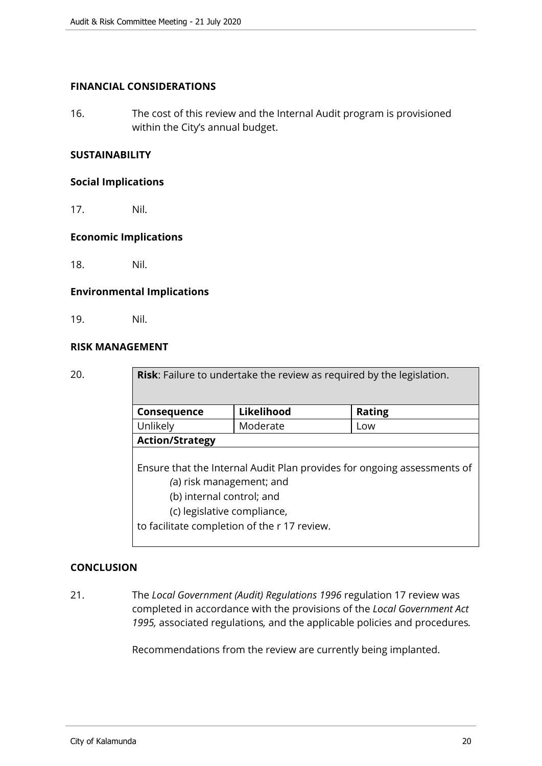## FINANCIAL CONSIDERATIONS

16. The cost of this review and the Internal Audit program is provisioned within the City's annual budget.

## SUSTAINABILITY

### Social Implications

17. Nil.

### Economic Implications

18. Nil.

### Environmental Implications

19. Nil.

## RISK MANAGEMENT

20.

| **Risk**: Failure to undertake the review as required by the legislation. | | |
|---|---|---|
| **Consequence** | **Likelihood** | **Rating** |
| Unlikely | Moderate | Low |
| **Action/Strategy** | | |
| Ensure that the Internal Audit Plan provides for ongoing assessments of (a) risk management; and (b) internal control; and (c) legislative compliance, to facilitate completion of the r 17 review. | | |

## CONCLUSION

21. The *Local Government (Audit) Regulations 1996* regulation 17 review was completed in accordance with the provisions of the *Local Government Act 1995,* associated regulations*,* and the applicable policies and procedures*.*

Recommendations from the review are currently being implanted.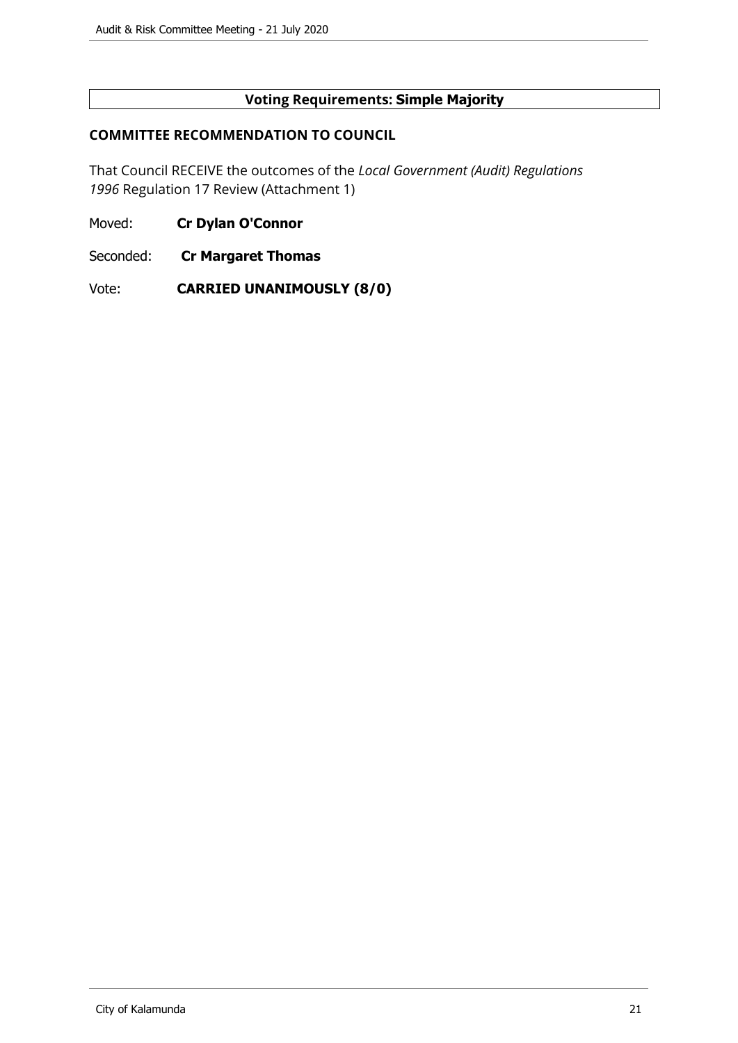**Voting Requirements: Simple Majority**

### COMMITTEE RECOMMENDATION TO COUNCIL

That Council RECEIVE the outcomes of the *Local Government (Audit) Regulations 1996* Regulation 17 Review (Attachment 1)

Moved: **Cr Dylan O'Connor**

Seconded: **Cr Margaret Thomas**

Vote: **CARRIED UNANIMOUSLY (8/0)**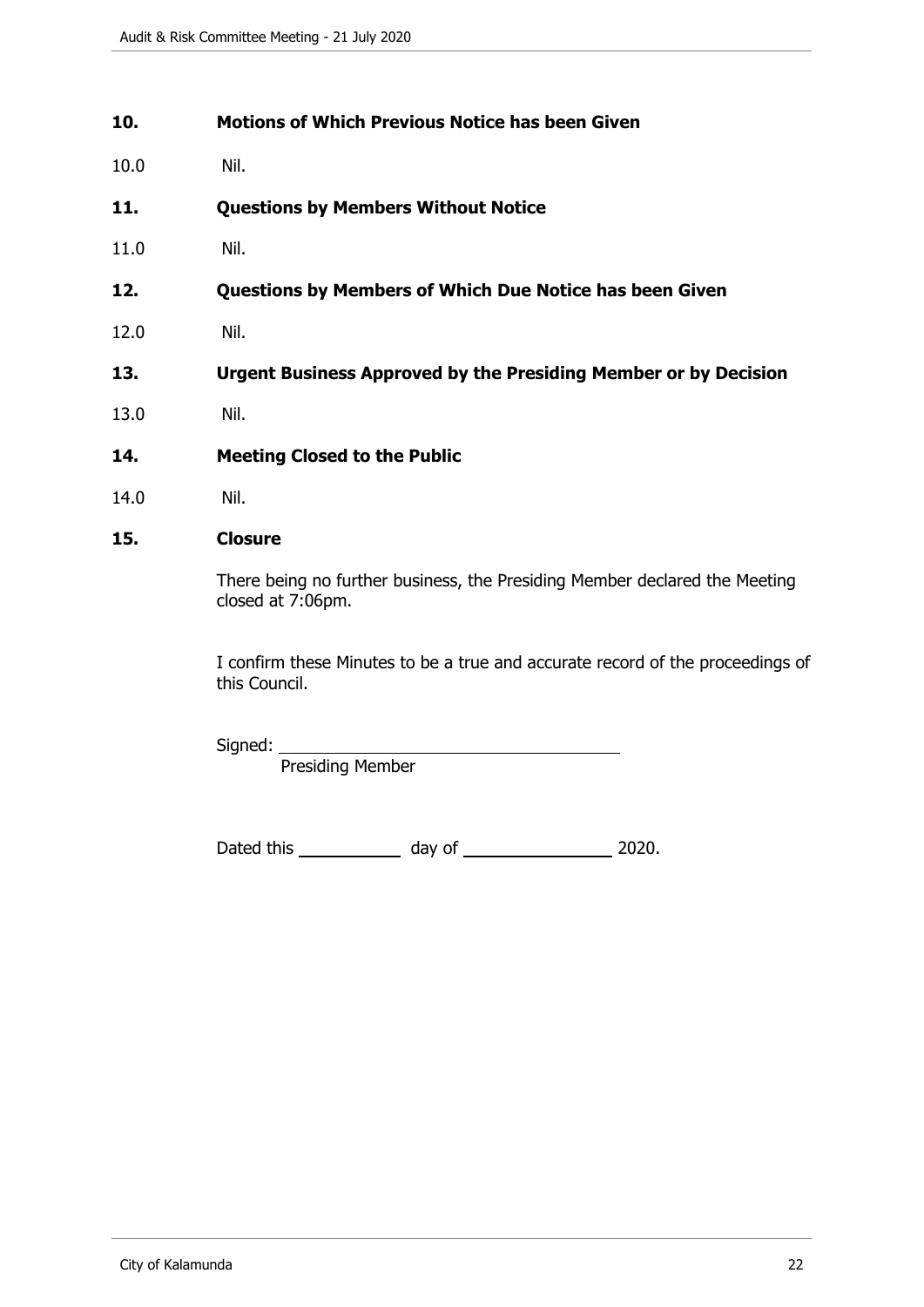## 10. Motions of Which Previous Notice has been Given

10.0 Nil.

## 11. Questions by Members Without Notice

11.0 Nil.

## 12. Questions by Members of Which Due Notice has been Given

12.0 Nil.

## 13. Urgent Business Approved by the Presiding Member or by Decision

13.0 Nil.

## 14. Meeting Closed to the Public

14.0 Nil.

## 15. Closure

There being no further business, the Presiding Member declared the Meeting closed at 7:06pm.

I confirm these Minutes to be a true and accurate record of the proceedings of this Council.

Signed: ____________________________________
Presiding Member

Dated this __________ day of ______________ 2020.